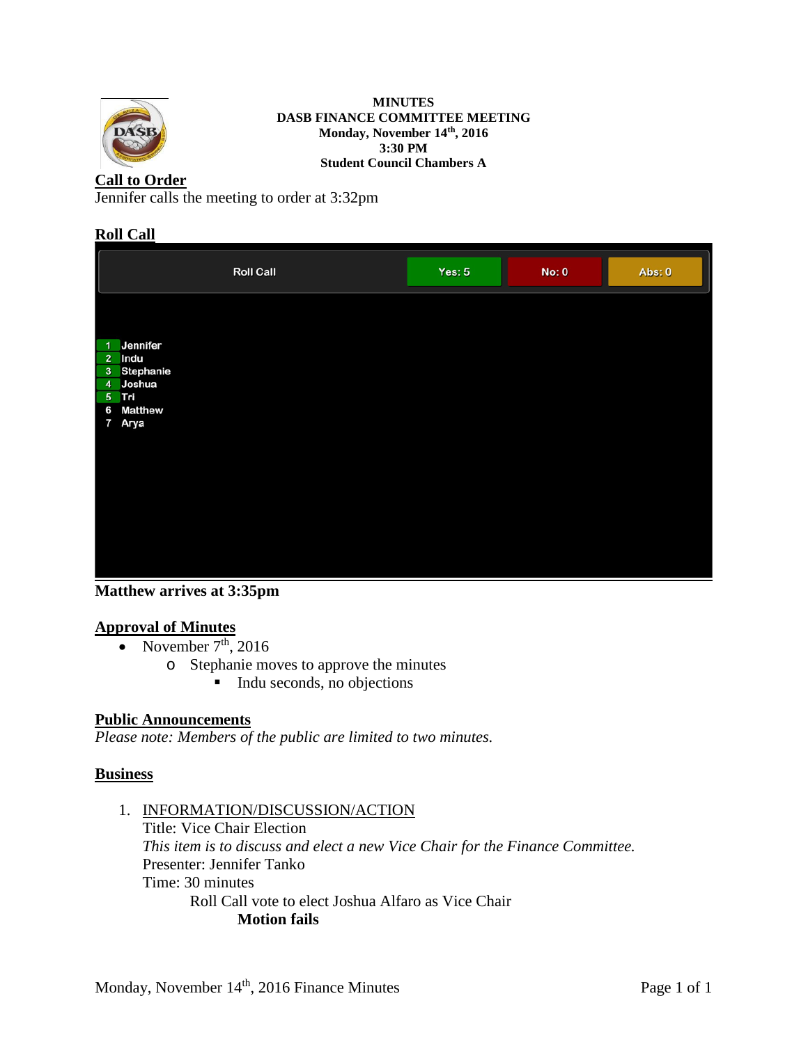**MINUTES**
**DASB FINANCE COMMITTEE MEETING**
**Monday, November 14th, 2016**
**3:30 PM**
**Student Council Chambers A**

## Call to Order

Jennifer calls the meeting to order at 3:32pm

## Roll Call

| Roll Call | Yes: 5 | No: 0 | Abs: 0 |
|---|---|---|---|
| 1 Jennifer | | | |
| 2 Indu | | | |
| 3 Stephanie | | | |
| 4 Joshua | | | |
| 5 Tri | | | |
| 6 Matthew | | | |
| 7 Arya | | | |

**Matthew arrives at 3:35pm**

## Approval of Minutes

- November 7th, 2016
  - Stephanie moves to approve the minutes
    - Indu seconds, no objections

## Public Announcements

*Please note: Members of the public are limited to two minutes.*

## Business

1. INFORMATION/DISCUSSION/ACTION
   Title: Vice Chair Election
   *This item is to discuss and elect a new Vice Chair for the Finance Committee.*
   Presenter: Jennifer Tanko
   Time: 30 minutes
   Roll Call vote to elect Joshua Alfaro as Vice Chair
   **Motion fails**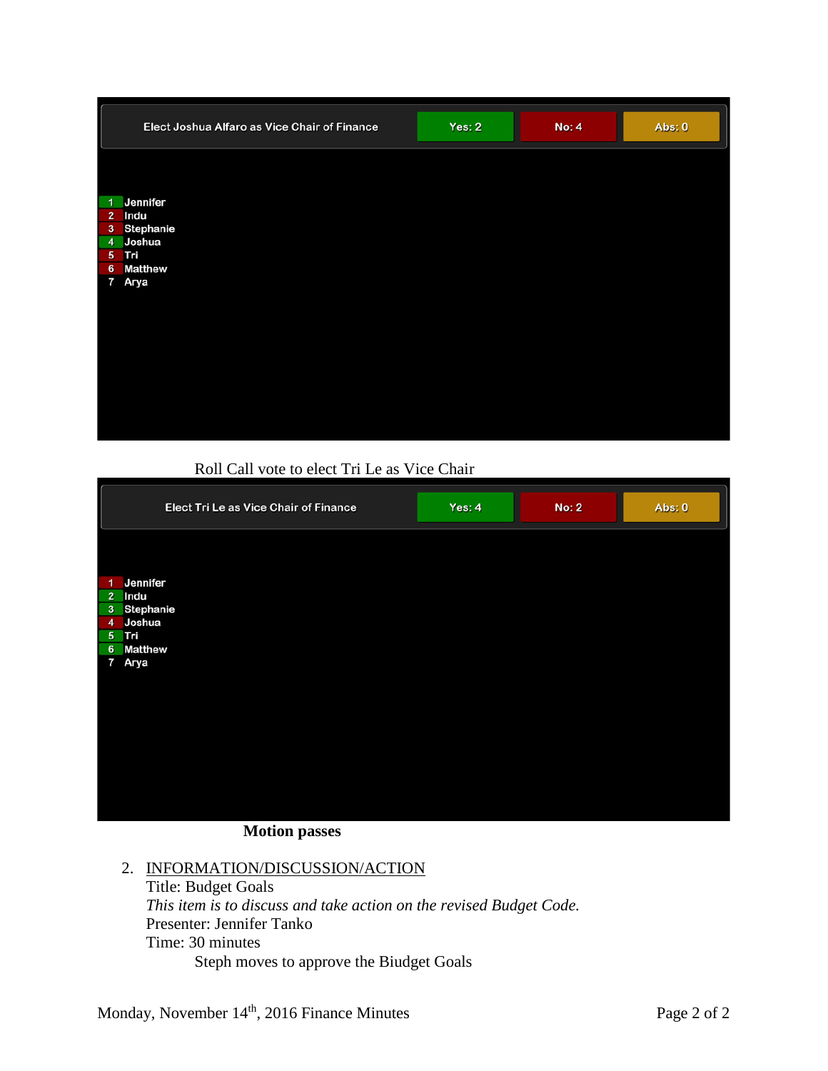| Elect Joshua Alfaro as Vice Chair of Finance | Yes: 2 | No: 4 | Abs: 0 |
|---|---|---|---|
| 1 Jennifer | Yes | | |
| 2 Indu | | No | |
| 3 Stephanie | | No | |
| 4 Joshua | Yes | | |
| 5 Tri | | No | |
| 6 Matthew | | No | |
| 7 Arya | | | |

Roll Call vote to elect Tri Le as Vice Chair

| Elect Tri Le as Vice Chair of Finance | Yes: 4 | No: 2 | Abs: 0 |
|---|---|---|---|
| 1 Jennifer | | No | |
| 2 Indu | Yes | | |
| 3 Stephanie | Yes | | |
| 4 Joshua | | No | |
| 5 Tri | Yes | | |
| 6 Matthew | Yes | | |
| 7 Arya | | | |

**Motion passes**

2. INFORMATION/DISCUSSION/ACTION
   Title: Budget Goals
   *This item is to discuss and take action on the revised Budget Code.*
   Presenter: Jennifer Tanko
   Time: 30 minutes
   Steph moves to approve the Biudget Goals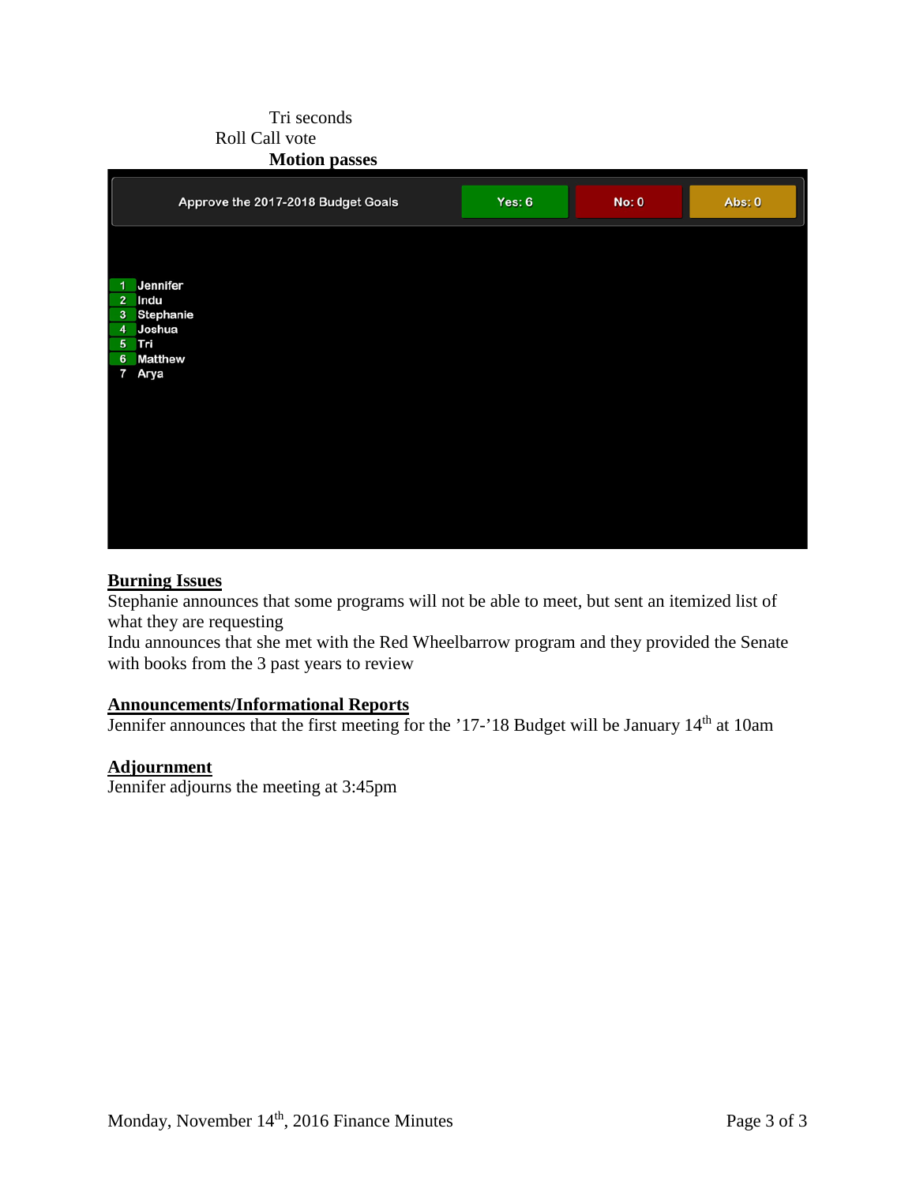Tri seconds

Roll Call vote

**Motion passes**

Approve the 2017-2018 Budget Goals

Yes: 6

No: 0

Abs: 0

1 Jennifer
2 Indu
3 Stephanie
4 Joshua
5 Tri
6 Matthew
7 Arya

## Burning Issues

Stephanie announces that some programs will not be able to meet, but sent an itemized list of what they are requesting

Indu announces that she met with the Red Wheelbarrow program and they provided the Senate with books from the 3 past years to review

## Announcements/Informational Reports

Jennifer announces that the first meeting for the '17-'18 Budget will be January 14th at 10am

## Adjournment

Jennifer adjourns the meeting at 3:45pm